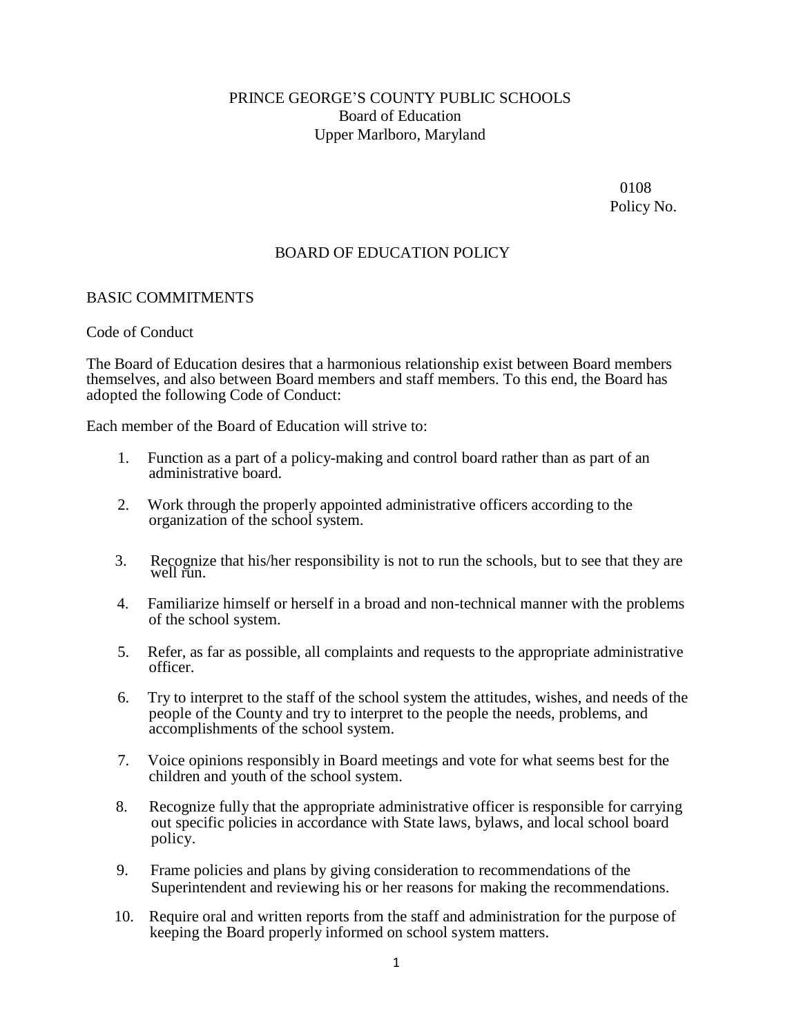PRINCE GEORGE'S COUNTY PUBLIC SCHOOLS
Board of Education
Upper Marlboro, Maryland

0108
Policy No.

# BOARD OF EDUCATION POLICY

## BASIC COMMITMENTS

### Code of Conduct

The Board of Education desires that a harmonious relationship exist between Board members themselves, and also between Board members and staff members. To this end, the Board has adopted the following Code of Conduct:

Each member of the Board of Education will strive to:

1. Function as a part of a policy-making and control board rather than as part of an administrative board.
2. Work through the properly appointed administrative officers according to the organization of the school system.
3. Recognize that his/her responsibility is not to run the schools, but to see that they are well run.
4. Familiarize himself or herself in a broad and non-technical manner with the problems of the school system.
5. Refer, as far as possible, all complaints and requests to the appropriate administrative officer.
6. Try to interpret to the staff of the school system the attitudes, wishes, and needs of the people of the County and try to interpret to the people the needs, problems, and accomplishments of the school system.
7. Voice opinions responsibly in Board meetings and vote for what seems best for the children and youth of the school system.
8. Recognize fully that the appropriate administrative officer is responsible for carrying out specific policies in accordance with State laws, bylaws, and local school board policy.
9. Frame policies and plans by giving consideration to recommendations of the Superintendent and reviewing his or her reasons for making the recommendations.
10. Require oral and written reports from the staff and administration for the purpose of keeping the Board properly informed on school system matters.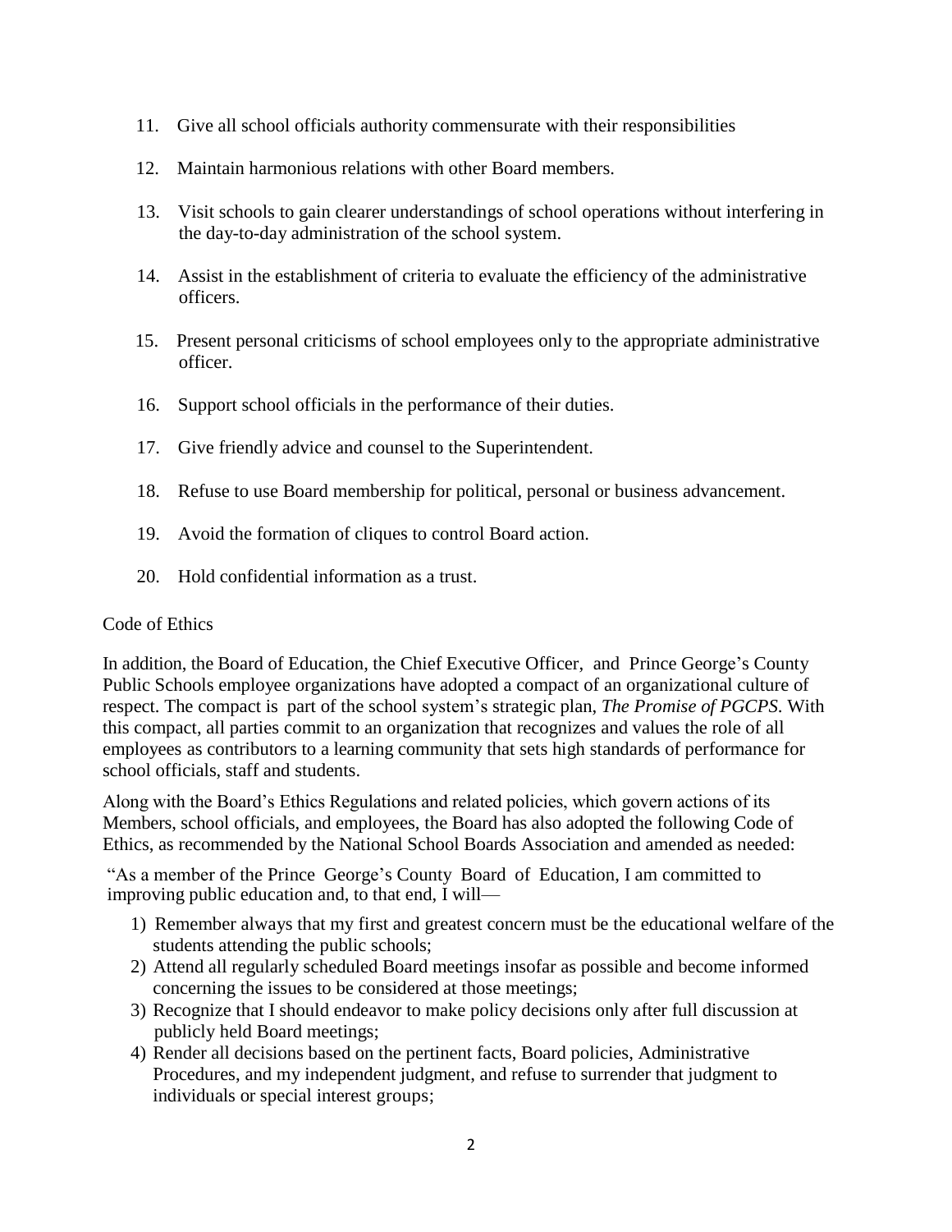11. Give all school officials authority commensurate with their responsibilities
12. Maintain harmonious relations with other Board members.
13. Visit schools to gain clearer understandings of school operations without interfering in the day-to-day administration of the school system.
14. Assist in the establishment of criteria to evaluate the efficiency of the administrative officers.
15. Present personal criticisms of school employees only to the appropriate administrative officer.
16. Support school officials in the performance of their duties.
17. Give friendly advice and counsel to the Superintendent.
18. Refuse to use Board membership for political, personal or business advancement.
19. Avoid the formation of cliques to control Board action.
20. Hold confidential information as a trust.

Code of Ethics

In addition, the Board of Education, the Chief Executive Officer, and Prince George's County Public Schools employee organizations have adopted a compact of an organizational culture of respect. The compact is part of the school system's strategic plan, *The Promise of PGCPS*. With this compact, all parties commit to an organization that recognizes and values the role of all employees as contributors to a learning community that sets high standards of performance for school officials, staff and students.

Along with the Board's Ethics Regulations and related policies, which govern actions of its Members, school officials, and employees, the Board has also adopted the following Code of Ethics, as recommended by the National School Boards Association and amended as needed:

"As a member of the Prince George's County Board of Education, I am committed to improving public education and, to that end, I will—

1) Remember always that my first and greatest concern must be the educational welfare of the students attending the public schools;
2) Attend all regularly scheduled Board meetings insofar as possible and become informed concerning the issues to be considered at those meetings;
3) Recognize that I should endeavor to make policy decisions only after full discussion at publicly held Board meetings;
4) Render all decisions based on the pertinent facts, Board policies, Administrative Procedures, and my independent judgment, and refuse to surrender that judgment to individuals or special interest groups;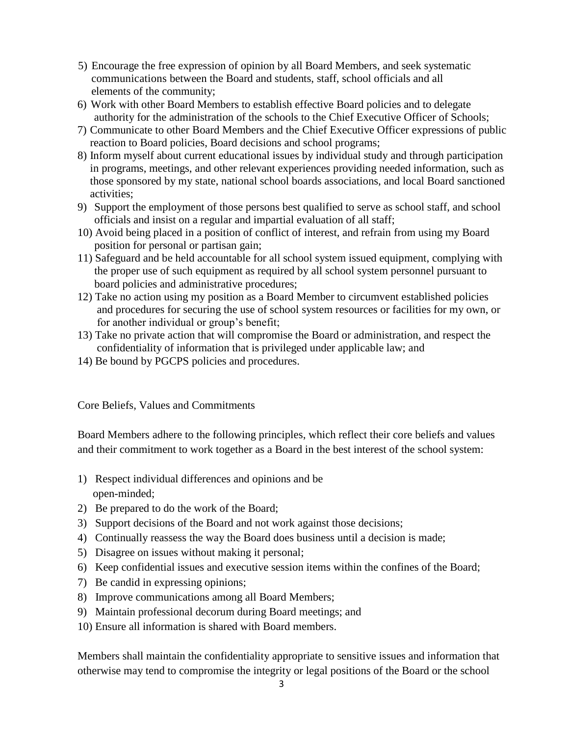5) Encourage the free expression of opinion by all Board Members, and seek systematic communications between the Board and students, staff, school officials and all elements of the community;
6) Work with other Board Members to establish effective Board policies and to delegate authority for the administration of the schools to the Chief Executive Officer of Schools;
7) Communicate to other Board Members and the Chief Executive Officer expressions of public reaction to Board policies, Board decisions and school programs;
8) Inform myself about current educational issues by individual study and through participation in programs, meetings, and other relevant experiences providing needed information, such as those sponsored by my state, national school boards associations, and local Board sanctioned activities;
9) Support the employment of those persons best qualified to serve as school staff, and school officials and insist on a regular and impartial evaluation of all staff;
10) Avoid being placed in a position of conflict of interest, and refrain from using my Board position for personal or partisan gain;
11) Safeguard and be held accountable for all school system issued equipment, complying with the proper use of such equipment as required by all school system personnel pursuant to board policies and administrative procedures;
12) Take no action using my position as a Board Member to circumvent established policies and procedures for securing the use of school system resources or facilities for my own, or for another individual or group's benefit;
13) Take no private action that will compromise the Board or administration, and respect the confidentiality of information that is privileged under applicable law; and
14) Be bound by PGCPS policies and procedures.

Core Beliefs, Values and Commitments

Board Members adhere to the following principles, which reflect their core beliefs and values and their commitment to work together as a Board in the best interest of the school system:

1) Respect individual differences and opinions and be open-minded;
2) Be prepared to do the work of the Board;
3) Support decisions of the Board and not work against those decisions;
4) Continually reassess the way the Board does business until a decision is made;
5) Disagree on issues without making it personal;
6) Keep confidential issues and executive session items within the confines of the Board;
7) Be candid in expressing opinions;
8) Improve communications among all Board Members;
9) Maintain professional decorum during Board meetings; and
10) Ensure all information is shared with Board members.

Members shall maintain the confidentiality appropriate to sensitive issues and information that otherwise may tend to compromise the integrity or legal positions of the Board or the school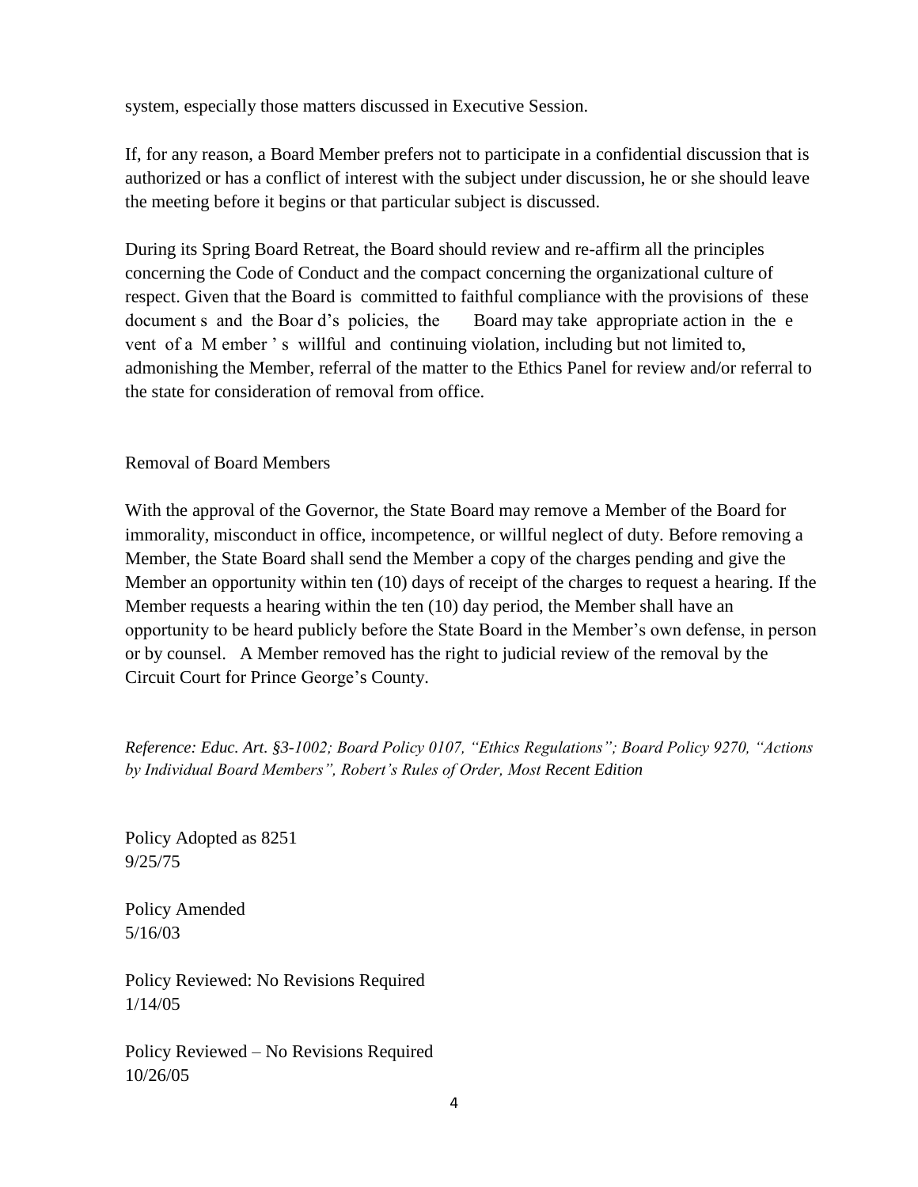system, especially those matters discussed in Executive Session.

If, for any reason, a Board Member prefers not to participate in a confidential discussion that is authorized or has a conflict of interest with the subject under discussion, he or she should leave the meeting before it begins or that particular subject is discussed.

During its Spring Board Retreat, the Board should review and re-affirm all the principles concerning the Code of Conduct and the compact concerning the organizational culture of respect. Given that the Board is committed to faithful compliance with the provisions of these documents and the Board's policies, the Board may take appropriate action in the event of a Member's willful and continuing violation, including but not limited to, admonishing the Member, referral of the matter to the Ethics Panel for review and/or referral to the state for consideration of removal from office.

## Removal of Board Members

With the approval of the Governor, the State Board may remove a Member of the Board for immorality, misconduct in office, incompetence, or willful neglect of duty. Before removing a Member, the State Board shall send the Member a copy of the charges pending and give the Member an opportunity within ten (10) days of receipt of the charges to request a hearing. If the Member requests a hearing within the ten (10) day period, the Member shall have an opportunity to be heard publicly before the State Board in the Member's own defense, in person or by counsel. A Member removed has the right to judicial review of the removal by the Circuit Court for Prince George's County.

*Reference: Educ. Art. §3-1002; Board Policy 0107, "Ethics Regulations"; Board Policy 9270, "Actions by Individual Board Members", Robert's Rules of Order, Most Recent Edition*

Policy Adopted as 8251
9/25/75

Policy Amended
5/16/03

Policy Reviewed: No Revisions Required
1/14/05

Policy Reviewed – No Revisions Required
10/26/05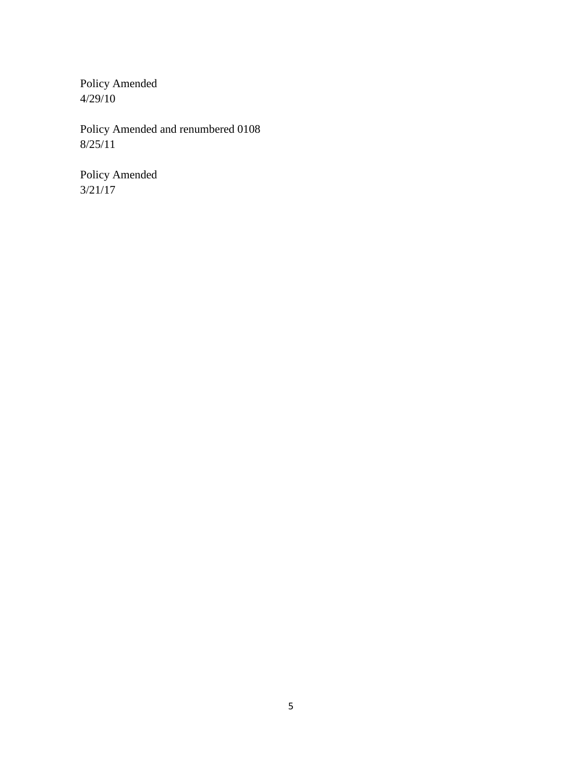Policy Amended
4/29/10

Policy Amended and renumbered 0108
8/25/11

Policy Amended
3/21/17